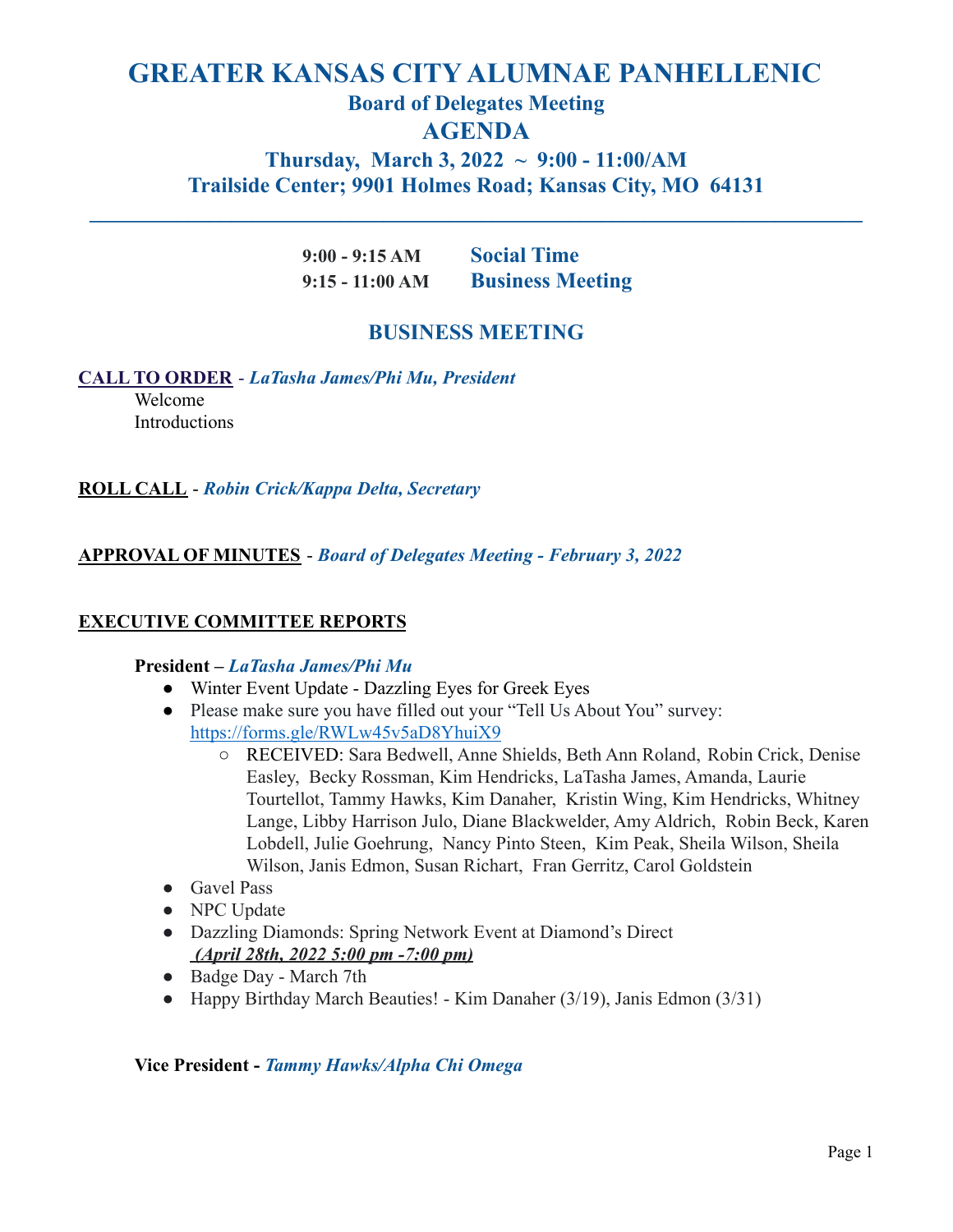# GREATER KANSAS CITY ALUMNAE PANHELLENIC

## Board of Delegates Meeting

## AGENDA

### Thursday, March 3, 2022 ~ 9:00 - 11:00/AM

### Trailside Center; 9901 Holmes Road; Kansas City, MO 64131

---

| | |
|---|---|
| **9:00 - 9:15 AM** | **Social Time** |
| **9:15 - 11:00 AM** | **Business Meeting** |

## BUSINESS MEETING

**CALL TO ORDER** - ***LaTasha James/Phi Mu, President***

Welcome

Introductions

**ROLL CALL** - ***Robin Crick/Kappa Delta, Secretary***

**APPROVAL OF MINUTES** - ***Board of Delegates Meeting - February 3, 2022***

**EXECUTIVE COMMITTEE REPORTS**

**President – *LaTasha James/Phi Mu***

- Winter Event Update - Dazzling Eyes for Greek Eyes
- Please make sure you have filled out your "Tell Us About You" survey: https://forms.gle/RWLw45v5aD8YhuiX9
  - RECEIVED: Sara Bedwell, Anne Shields, Beth Ann Roland, Robin Crick, Denise Easley, Becky Rossman, Kim Hendricks, LaTasha James, Amanda, Laurie Tourtellot, Tammy Hawks, Kim Danaher, Kristin Wing, Kim Hendricks, Whitney Lange, Libby Harrison Julo, Diane Blackwelder, Amy Aldrich, Robin Beck, Karen Lobdell, Julie Goehrung, Nancy Pinto Steen, Kim Peak, Sheila Wilson, Sheila Wilson, Janis Edmon, Susan Richart, Fran Gerritz, Carol Goldstein
- Gavel Pass
- NPC Update
- Dazzling Diamonds: Spring Network Event at Diamond's Direct ***(April 28th, 2022 5:00 pm -7:00 pm)***
- Badge Day - March 7th
- Happy Birthday March Beauties! - Kim Danaher (3/19), Janis Edmon (3/31)

**Vice President - *Tammy Hawks/Alpha Chi Omega***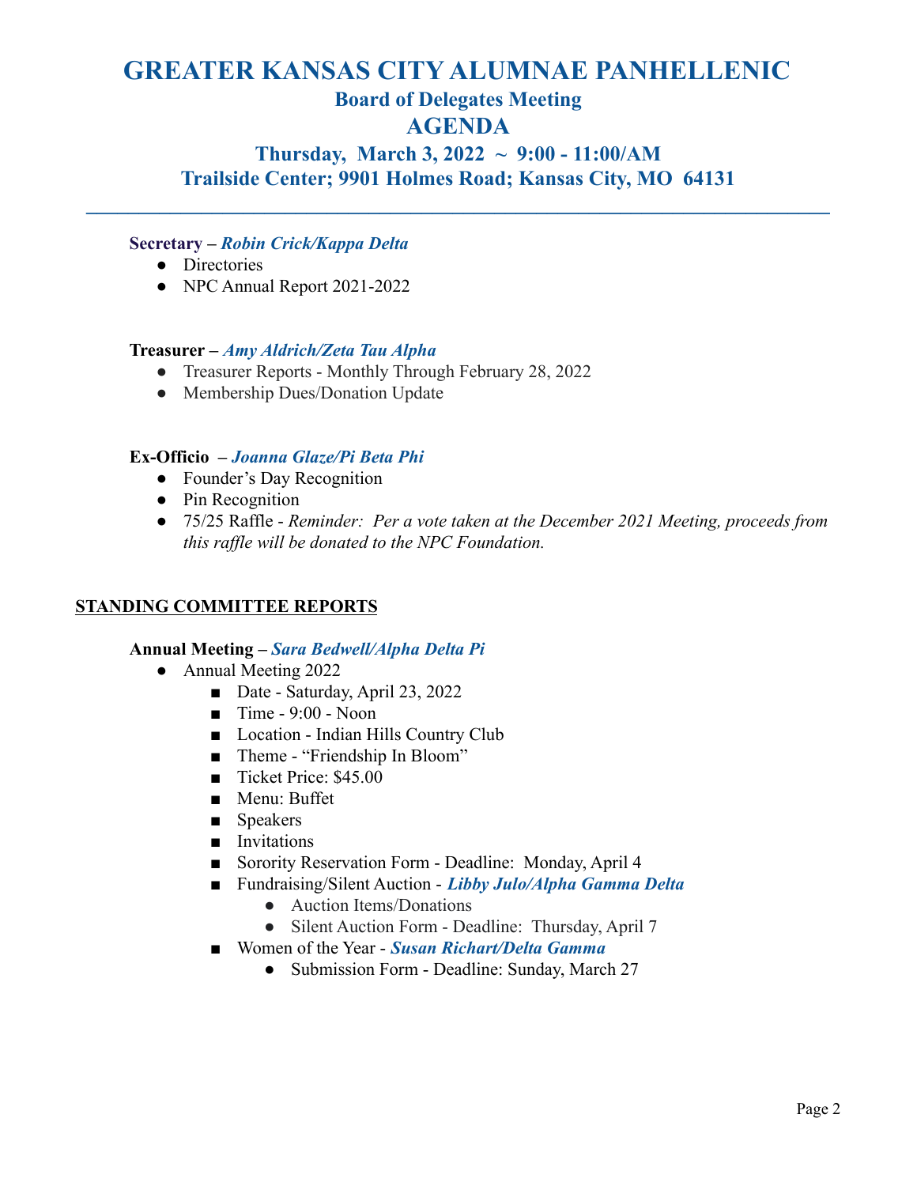# GREATER KANSAS CITY ALUMNAE PANHELLENIC

## Board of Delegates Meeting

## AGENDA

### Thursday, March 3, 2022 ~ 9:00 - 11:00/AM

### Trailside Center; 9901 Holmes Road; Kansas City, MO 64131

---

**Secretary – *Robin Crick/Kappa Delta***

- Directories
- NPC Annual Report 2021-2022

**Treasurer – *Amy Aldrich/Zeta Tau Alpha***

- Treasurer Reports - Monthly Through February 28, 2022
- Membership Dues/Donation Update

**Ex-Officio – *Joanna Glaze/Pi Beta Phi***

- Founder's Day Recognition
- Pin Recognition
- 75/25 Raffle - *Reminder: Per a vote taken at the December 2021 Meeting, proceeds from this raffle will be donated to the NPC Foundation.*

**STANDING COMMITTEE REPORTS**

**Annual Meeting – *Sara Bedwell/Alpha Delta Pi***

- Annual Meeting 2022
    - Date - Saturday, April 23, 2022
    - Time - 9:00 - Noon
    - Location - Indian Hills Country Club
    - Theme - "Friendship In Bloom"
    - Ticket Price: $45.00
    - Menu: Buffet
    - Speakers
    - Invitations
    - Sorority Reservation Form - Deadline: Monday, April 4
    - Fundraising/Silent Auction - ***Libby Julo/Alpha Gamma Delta***
        - Auction Items/Donations
        - Silent Auction Form - Deadline: Thursday, April 7
    - Women of the Year - ***Susan Richart/Delta Gamma***
        - Submission Form - Deadline: Sunday, March 27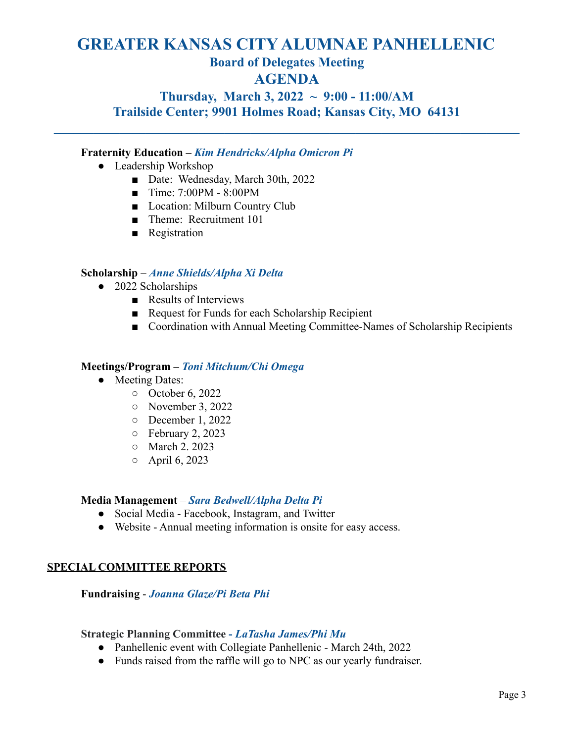# GREATER KANSAS CITY ALUMNAE PANHELLENIC

## Board of Delegates Meeting

## AGENDA

### Thursday, March 3, 2022 ~ 9:00 - 11:00/AM

### Trailside Center; 9901 Holmes Road; Kansas City, MO 64131

---

**Fraternity Education –** ***Kim Hendricks/Alpha Omicron Pi***

- Leadership Workshop
  - Date: Wednesday, March 30th, 2022
  - Time: 7:00PM - 8:00PM
  - Location: Milburn Country Club
  - Theme: Recruitment 101
  - Registration

**Scholarship** – ***Anne Shields/Alpha Xi Delta***

- 2022 Scholarships
  - Results of Interviews
  - Request for Funds for each Scholarship Recipient
  - Coordination with Annual Meeting Committee-Names of Scholarship Recipients

**Meetings/Program –** ***Toni Mitchum/Chi Omega***

- Meeting Dates:
  - October 6, 2022
  - November 3, 2022
  - December 1, 2022
  - February 2, 2023
  - March 2. 2023
  - April 6, 2023

**Media Management** – ***Sara Bedwell/Alpha Delta Pi***

- Social Media - Facebook, Instagram, and Twitter
- Website - Annual meeting information is onsite for easy access.

**<u>SPECIAL COMMITTEE REPORTS</u>**

**Fundraising** - ***Joanna Glaze/Pi Beta Phi***

**Strategic Planning Committee** ***- LaTasha James/Phi Mu***

- Panhellenic event with Collegiate Panhellenic - March 24th, 2022
- Funds raised from the raffle will go to NPC as our yearly fundraiser.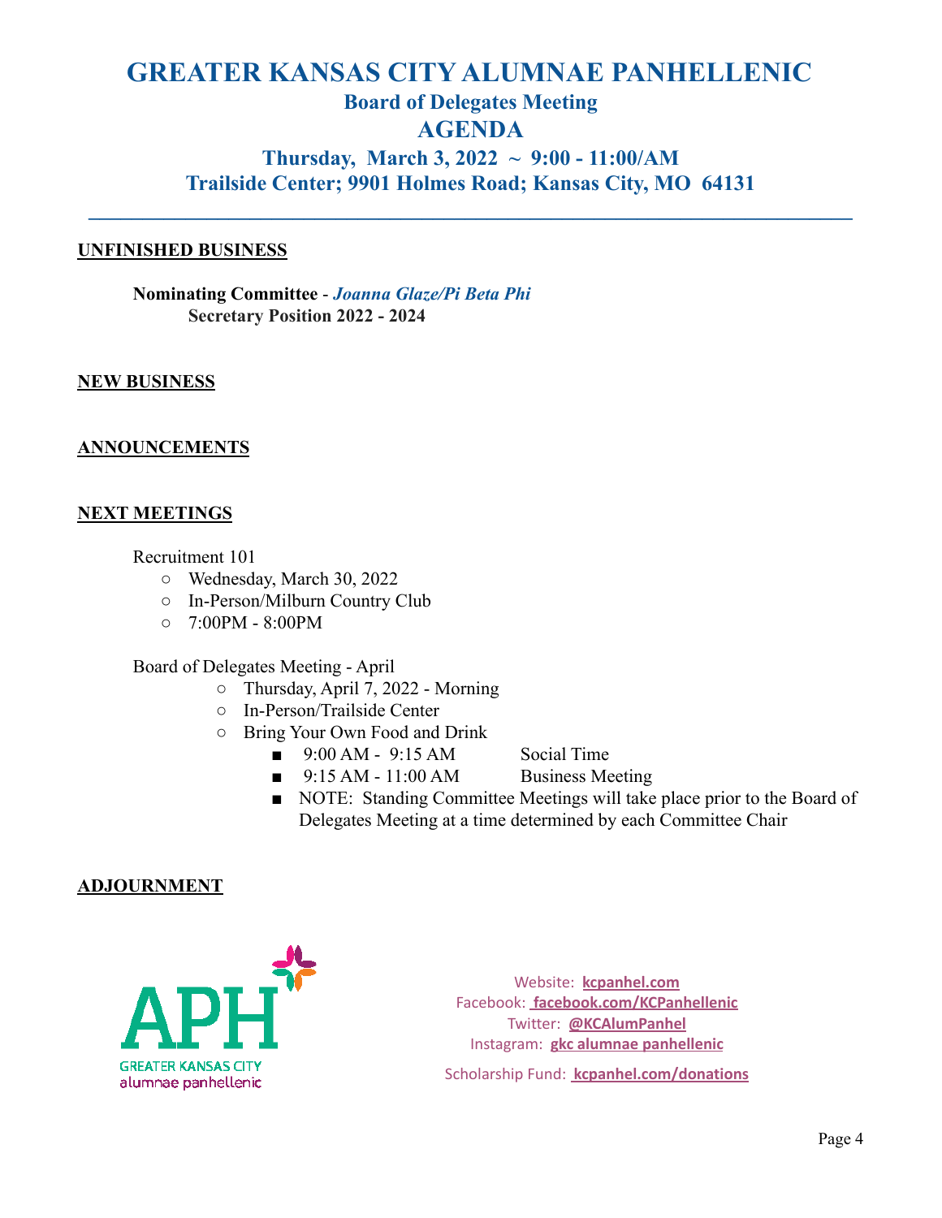# GREATER KANSAS CITY ALUMNAE PANHELLENIC

## Board of Delegates Meeting

## AGENDA

### Thursday, March 3, 2022 ~ 9:00 - 11:00/AM
### Trailside Center; 9901 Holmes Road; Kansas City, MO 64131

---

**UNFINISHED BUSINESS**

**Nominating Committee** - ***Joanna Glaze/Pi Beta Phi***
**Secretary Position 2022 - 2024**

**NEW BUSINESS**

**ANNOUNCEMENTS**

**NEXT MEETINGS**

Recruitment 101

- Wednesday, March 30, 2022
- In-Person/Milburn Country Club
- 7:00PM - 8:00PM

Board of Delegates Meeting - April

- Thursday, April 7, 2022 - Morning
- In-Person/Trailside Center
- Bring Your Own Food and Drink
  - 9:00 AM - 9:15 AM Social Time
  - 9:15 AM - 11:00 AM Business Meeting
  - NOTE: Standing Committee Meetings will take place prior to the Board of Delegates Meeting at a time determined by each Committee Chair

**ADJOURNMENT**

APH
GREATER KANSAS CITY
alumnae panhellenic

Website: **kcpanhel.com**
Facebook: **facebook.com/KCPanhellenic**
Twitter: **@KCAlumPanhel**
Instagram: **gkc alumnae panhellenic**
Scholarship Fund: **kcpanhel.com/donations**